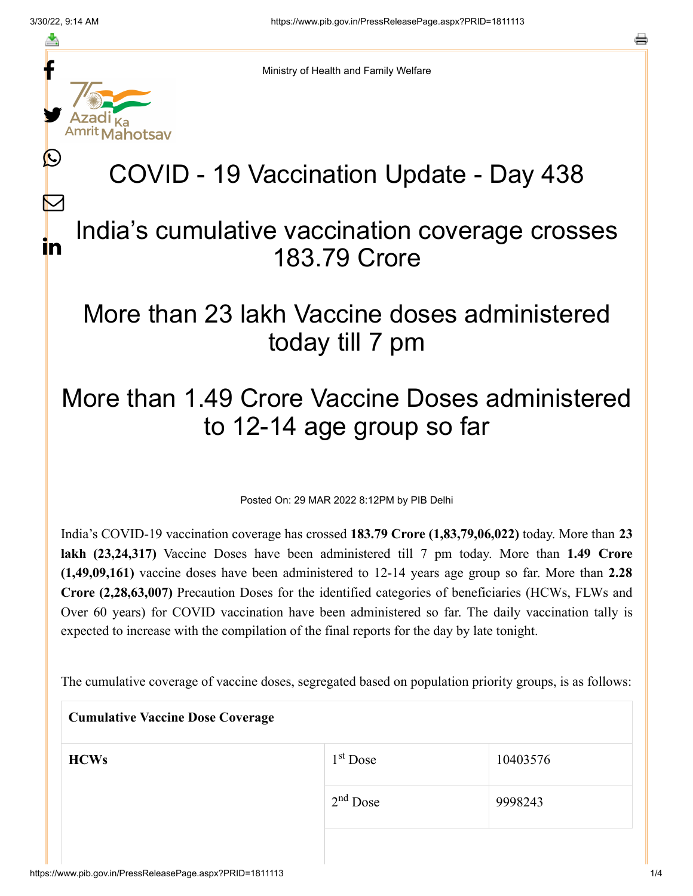Ministry of Health and Family Welfare

# COVID - 19 Vaccination Update - Day 438

## India's cumulative vaccination coverage crosses 183.79 Crore

## More than 23 lakh Vaccine doses administered today till 7 pm

## More than 1.49 Crore Vaccine Doses administered to 12-14 age group so far

Posted On: 29 MAR 2022 8:12PM by PIB Delhi

India's COVID-19 vaccination coverage has crossed **183.79 Crore (1,83,79,06,022)** today. More than **23 lakh (23,24,317)** Vaccine Doses have been administered till 7 pm today. More than **1.49 Crore (1,49,09,161)** vaccine doses have been administered to 12-14 years age group so far. More than **2.28 Crore (2,28,63,007)** Precaution Doses for the identified categories of beneficiaries (HCWs, FLWs and Over 60 years) for COVID vaccination have been administered so far. The daily vaccination tally is expected to increase with the compilation of the final reports for the day by late tonight.

The cumulative coverage of vaccine doses, segregated based on population priority groups, is as follows:

| **Cumulative Vaccine Dose Coverage** | | |
|---|---|---|
| **HCWs** | 1st Dose | 10403576 |
| | 2nd Dose | 9998243 |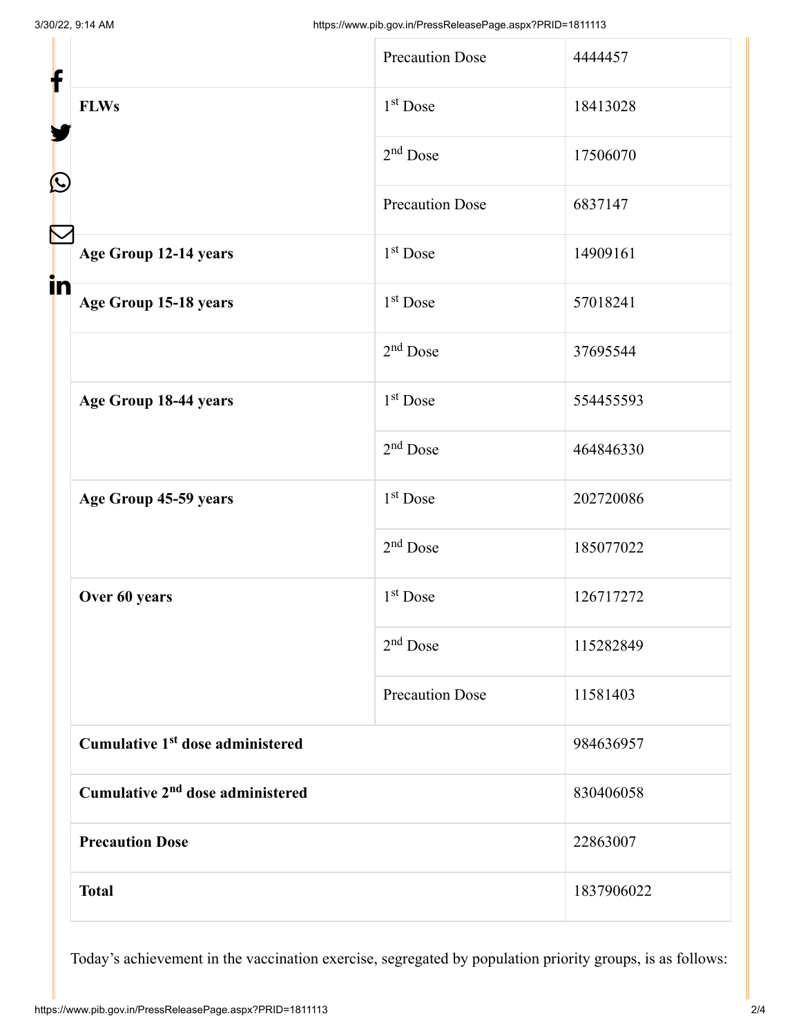| | | |
|---|---|---|
| | Precaution Dose | 4444457 |
| **FLWs** | 1st Dose | 18413028 |
| | 2nd Dose | 17506070 |
| | Precaution Dose | 6837147 |
| **Age Group 12-14 years** | 1st Dose | 14909161 |
| **Age Group 15-18 years** | 1st Dose | 57018241 |
| | 2nd Dose | 37695544 |
| **Age Group 18-44 years** | 1st Dose | 554455593 |
| | 2nd Dose | 464846330 |
| **Age Group 45-59 years** | 1st Dose | 202720086 |
| | 2nd Dose | 185077022 |
| **Over 60 years** | 1st Dose | 126717272 |
| | 2nd Dose | 115282849 |
| | Precaution Dose | 11581403 |
| **Cumulative 1st dose administered** | | 984636957 |
| **Cumulative 2nd dose administered** | | 830406058 |
| **Precaution Dose** | | 22863007 |
| **Total** | | 1837906022 |

Today's achievement in the vaccination exercise, segregated by population priority groups, is as follows: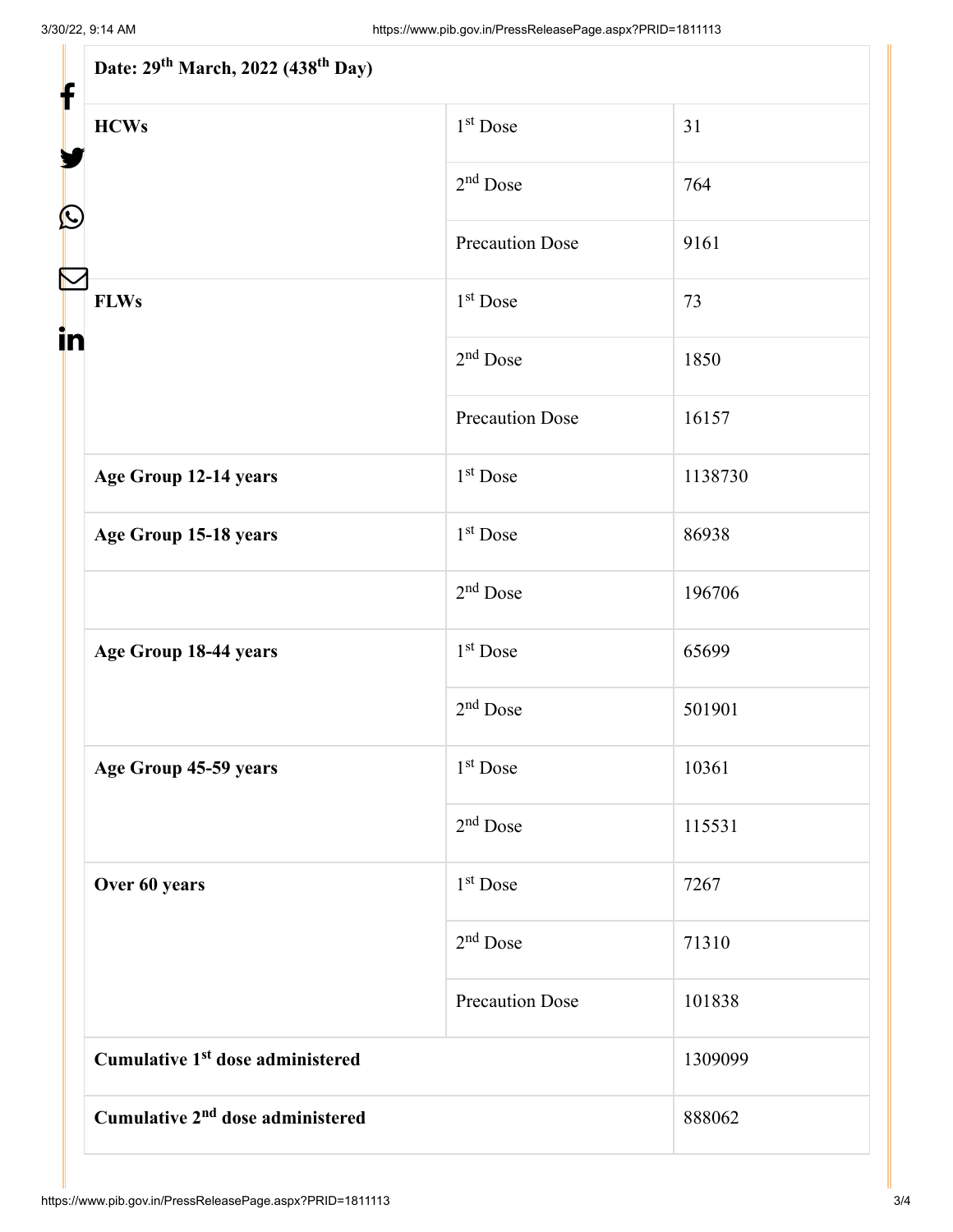| Date: 29th March, 2022 (438th Day) | | |
|---|---|---|
| **HCWs** | 1st Dose | 31 |
| | 2nd Dose | 764 |
| | Precaution Dose | 9161 |
| **FLWs** | 1st Dose | 73 |
| | 2nd Dose | 1850 |
| | Precaution Dose | 16157 |
| **Age Group 12-14 years** | 1st Dose | 1138730 |
| **Age Group 15-18 years** | 1st Dose | 86938 |
| | 2nd Dose | 196706 |
| **Age Group 18-44 years** | 1st Dose | 65699 |
| | 2nd Dose | 501901 |
| **Age Group 45-59 years** | 1st Dose | 10361 |
| | 2nd Dose | 115531 |
| **Over 60 years** | 1st Dose | 7267 |
| | 2nd Dose | 71310 |
| | Precaution Dose | 101838 |
| **Cumulative 1st dose administered** | | 1309099 |
| **Cumulative 2nd dose administered** | | 888062 |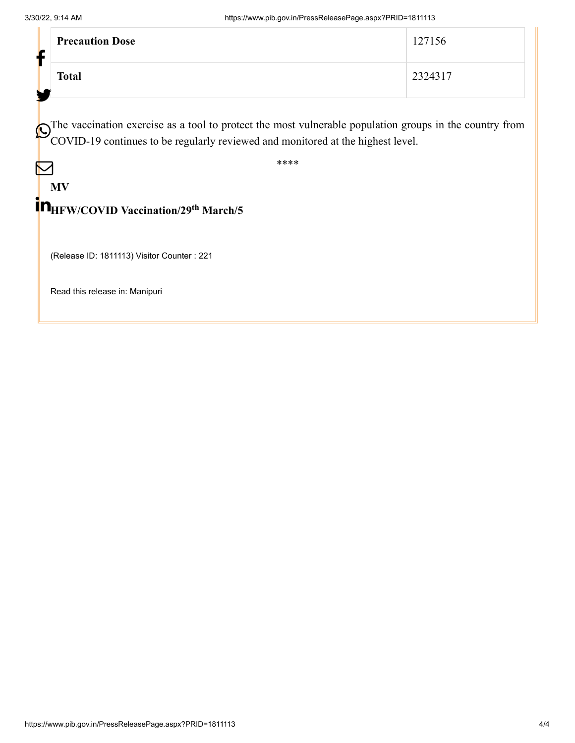| | |
|---|---|
| **Precaution Dose** | 127156 |
| **Total** | 2324317 |

The vaccination exercise as a tool to protect the most vulnerable population groups in the country from COVID-19 continues to be regularly reviewed and monitored at the highest level.

****

**MV**

**HFW/COVID Vaccination/29th March/5**

(Release ID: 1811113) Visitor Counter : 221

Read this release in: Manipuri